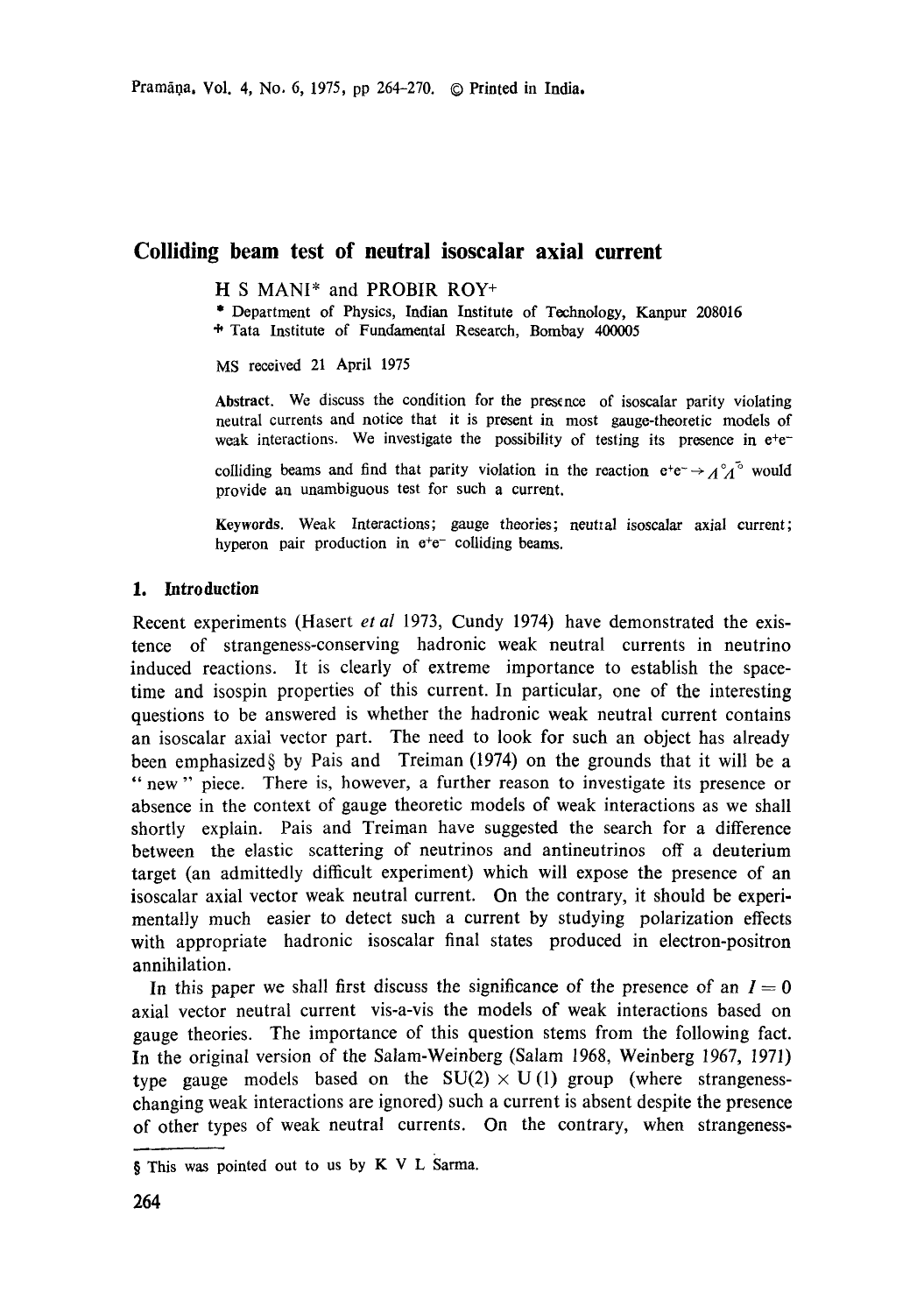# Colliding beam test of neutral isoscalar axial current

H S MANI* and PROBIR ROY+

\* Department of Physics, Indian Institute of Technology, Kanpur 208016

\+ Tata Institute of Fundamental Research, Bombay 400005

MS received 21 April 1975

**Abstract.** We discuss the condition for the presence of isoscalar parity violating neutral currents and notice that it is present in most gauge-theoretic models of weak interactions. We investigate the possibility of testing its presence in $e^+e^-$ colliding beams and find that parity violation in the reaction $e^+e^- \to \Lambda^0 \bar{\Lambda}^0$ would provide an unambiguous test for such a current.

**Keywords.** Weak Interactions; gauge theories; neutral isoscalar axial current; hyperon pair production in $e^+e^-$ colliding beams.

## 1. Introduction

Recent experiments (Hasert *et al* 1973, Cundy 1974) have demonstrated the existence of strangeness-conserving hadronic weak neutral currents in neutrino induced reactions. It is clearly of extreme importance to establish the space-time and isospin properties of this current. In particular, one of the interesting questions to be answered is whether the hadronic weak neutral current contains an isoscalar axial vector part. The need to look for such an object has already been emphasized§ by Pais and Treiman (1974) on the grounds that it will be a "new" piece. There is, however, a further reason to investigate its presence or absence in the context of gauge theoretic models of weak interactions as we shall shortly explain. Pais and Treiman have suggested the search for a difference between the elastic scattering of neutrinos and antineutrinos off a deuterium target (an admittedly difficult experiment) which will expose the presence of an isoscalar axial vector weak neutral current. On the contrary, it should be experimentally much easier to detect such a current by studying polarization effects with appropriate hadronic isoscalar final states produced in electron-positron annihilation.

In this paper we shall first discuss the significance of the presence of an $I = 0$ axial vector neutral current vis-a-vis the models of weak interactions based on gauge theories. The importance of this question stems from the following fact. In the original version of the Salam-Weinberg (Salam 1968, Weinberg 1967, 1971) type gauge models based on the $SU(2) \times U(1)$ group (where strangeness-changing weak interactions are ignored) such a current is absent despite the presence of other types of weak neutral currents. On the contrary, when strangeness-

§ This was pointed out to us by K V L Sarma.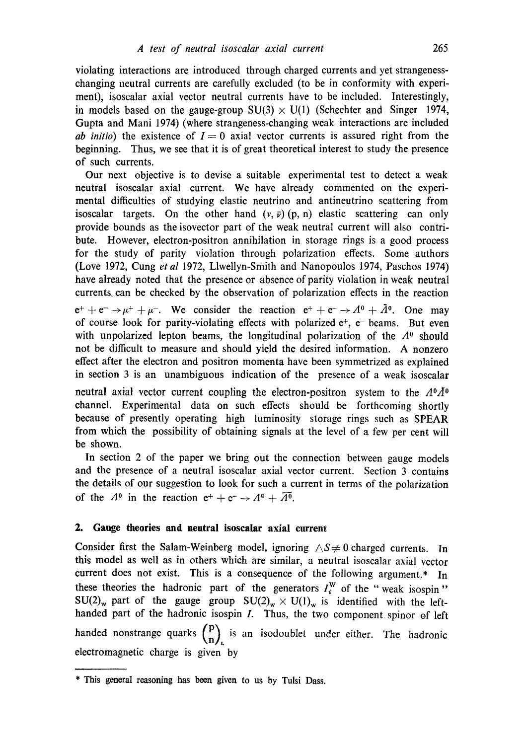violating interactions are introduced through charged currents and yet strangeness-changing neutral currents are carefully excluded (to be in conformity with experiment), isoscalar axial vector neutral currents have to be included. Interestingly, in models based on the gauge-group $SU(3) \times U(1)$ (Schechter and Singer 1974, Gupta and Mani 1974) (where strangeness-changing weak interactions are included *ab initio*) the existence of $I = 0$ axial vector currents is assured right from the beginning. Thus, we see that it is of great theoretical interest to study the presence of such currents.

Our next objective is to devise a suitable experimental test to detect a weak neutral isoscalar axial current. We have already commented on the experimental difficulties of studying elastic neutrino and antineutrino scattering from isoscalar targets. On the other hand $(\nu, \bar{\nu})$ (p, n) elastic scattering can only provide bounds as the isovector part of the weak neutral current will also contribute. However, electron-positron annihilation in storage rings is a good process for the study of parity violation through polarization effects. Some authors (Love 1972, Cung *et al* 1972, Llwellyn-Smith and Nanopoulos 1974, Paschos 1974) have already noted that the presence or absence of parity violation in weak neutral currents can be checked by the observation of polarization effects in the reaction $e^+ + e^- \to \mu^+ + \mu^-$. We consider the reaction $e^+ + e^- \to \Lambda^0 + \bar{\Lambda}^0$. One may of course look for parity-violating effects with polarized $e^+$, $e^-$ beams. But even with unpolarized lepton beams, the longitudinal polarization of the $\Lambda^0$ should not be difficult to measure and should yield the desired information. A nonzero effect after the electron and positron momenta have been symmetrized as explained in section 3 is an unambiguous indication of the presence of a weak isoscalar neutral axial vector current coupling the electron-positron system to the $\Lambda^0\bar{\Lambda}^0$ channel. Experimental data on such effects should be forthcoming shortly because of presently operating high luminosity storage rings such as SPEAR from which the possibility of obtaining signals at the level of a few per cent will be shown.

In section 2 of the paper we bring out the connection between gauge models and the presence of a neutral isoscalar axial vector current. Section 3 contains the details of our suggestion to look for such a current in terms of the polarization of the $\Lambda^0$ in the reaction $e^+ + e^- \to \Lambda^0 + \overline{\Lambda^0}$.

## 2. Gauge theories and neutral isoscalar axial current

Consider first the Salam-Weinberg model, ignoring $\triangle S \neq 0$ charged currents. In this model as well as in others which are similar, a neutral isoscalar axial vector current does not exist. This is a consequence of the following argument.* In these theories the hadronic part of the generators $I_i^W$ of the "weak isospin" $SU(2)_w$ part of the gauge group $SU(2)_w \times U(1)_w$ is identified with the left-handed part of the hadronic isospin $I$. Thus, the two component spinor of left handed nonstrange quarks $\begin{pmatrix} p \\ n \end{pmatrix}_L$ is an isodoublet under either. The hadronic electromagnetic charge is given by

* This general reasoning has been given to us by Tulsi Dass.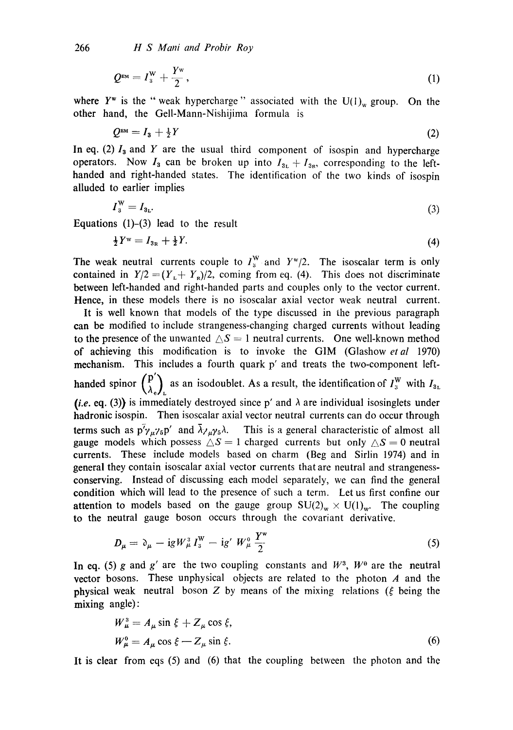$$Q^{\text{EM}} = I_3^{\text{W}} + \frac{Y^{\text{w}}}{2}, \tag{1}$$

where $Y^{\text{w}}$ is the " weak hypercharge " associated with the $\text{U}(1)_{\text{w}}$ group. On the other hand, the Gell-Mann-Nishijima formula is

$$Q^{\text{EM}} = I_3 + \tfrac{1}{2}Y \tag{2}$$

In eq. (2) $I_3$ and $Y$ are the usual third component of isospin and hypercharge operators. Now $I_3$ can be broken up into $I_{3\text{L}} + I_{3\text{R}}$, corresponding to the left-handed and right-handed states. The identification of the two kinds of isospin alluded to earlier implies

$$I_3^{\text{W}} = I_{3\text{L}}. \tag{3}$$

Equations (1)-(3) lead to the result

$$\tfrac{1}{2}Y^{\text{w}} = I_{3\text{R}} + \tfrac{1}{2}Y. \tag{4}$$

The weak neutral currents couple to $I_3^{\text{W}}$ and $Y^{\text{w}}/2$. The isoscalar term is only contained in $Y/2 = (Y_{\text{L}} + Y_{\text{R}})/2$, coming from eq. (4). This does not discriminate between left-handed and right-handed parts and couples only to the vector current. Hence, in these models there is no isoscalar axial vector weak neutral current.

It is well known that models of the type discussed in the previous paragraph can be modified to include strangeness-changing charged currents without leading to the presence of the unwanted $\triangle S = 1$ neutral currents. One well-known method of achieving this modification is to invoke the GIM (Glashow *et al* 1970) mechanism. This includes a fourth quark p′ and treats the two-component left-handed spinor $\begin{pmatrix} \text{p}' \\ \lambda_{\text{c}} \end{pmatrix}_{\text{L}}$ as an isodoublet. As a result, the identification of $I_3^{\text{W}}$ with $I_{3\text{L}}$ (*i.e.* eq. (3)) is immediately destroyed since p′ and $\lambda$ are individual isosinglets under hadronic isospin. Then isoscalar axial vector neutral currents can do occur through terms such as $\bar{\text{p}}'\gamma_\mu\gamma_5\text{p}'$ and $\bar{\lambda}\gamma_\mu\gamma_5\lambda$. This is a general characteristic of almost all gauge models which possess $\triangle S = 1$ charged currents but only $\triangle S = 0$ neutral currents. These include models based on charm (Beg and Sirlin 1974) and in general they contain isoscalar axial vector currents that are neutral and strangeness-conserving. Instead of discussing each model separately, we can find the general condition which will lead to the presence of such a term. Let us first confine our attention to models based on the gauge group $\text{SU}(2)_{\text{w}} \times \text{U}(1)_{\text{w}}$. The coupling to the neutral gauge boson occurs through the covariant derivative.

$$D_\mu = \partial_\mu - igW_\mu^3 I_3^{\text{W}} - ig' W_\mu^0 \frac{Y^{\text{w}}}{2} \tag{5}$$

In eq. (5) $g$ and $g'$ are the two coupling constants and $W^3$, $W^0$ are the neutral vector bosons. These unphysical objects are related to the photon $A$ and the physical weak neutral boson $Z$ by means of the mixing relations ($\xi$ being the mixing angle):

$$\begin{aligned} W_\mu^3 &= A_\mu \sin \xi + Z_\mu \cos \xi, \\ W_\mu^0 &= A_\mu \cos \xi - Z_\mu \sin \xi. \end{aligned} \tag{6}$$

It is clear from eqs (5) and (6) that the coupling between the photon and the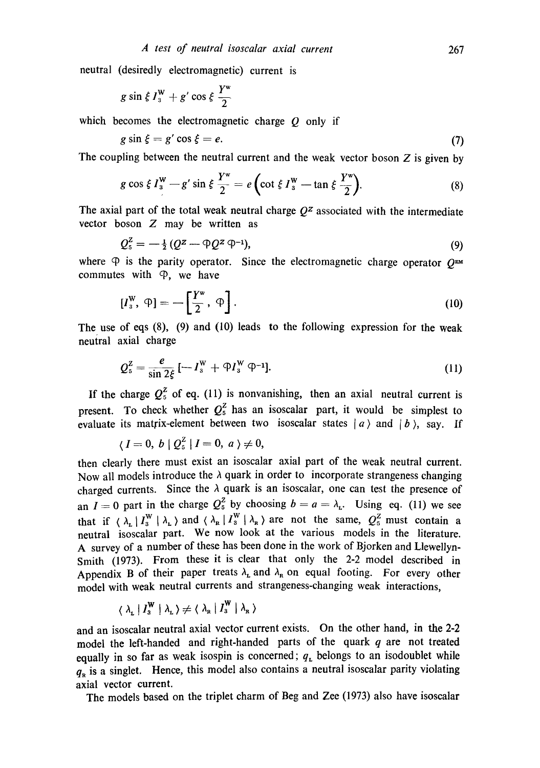neutral (desiredly electromagnetic) current is

$$g \sin \xi \, I_3^{\mathrm{W}} + g' \cos \xi \, \frac{Y^{\mathrm{w}}}{2}$$

which becomes the electromagnetic charge $Q$ only if

$$g \sin \xi = g' \cos \xi = e. \tag{7}$$

The coupling between the neutral current and the weak vector boson $Z$ is given by

$$g \cos \xi \, I_3^{\mathrm{W}} - g' \sin \xi \, \frac{Y^{\mathrm{w}}}{2} = e\left(\cot \xi \, I_3^{\mathrm{W}} - \tan \xi \, \frac{Y^{\mathrm{w}}}{2}\right). \tag{8}$$

The axial part of the total weak neutral charge $Q^Z$ associated with the intermediate vector boson $Z$ may be written as

$$Q_5^Z = -\tfrac{1}{2}\left(Q^Z - \mathcal{P} Q^Z \mathcal{P}^{-1}\right), \tag{9}$$

where $\mathcal{P}$ is the parity operator. Since the electromagnetic charge operator $Q^{\mathrm{EM}}$ commutes with $\mathcal{P}$, we have

$$[I_3^{\mathrm{W}}, \mathcal{P}] = -\left[\frac{Y^{\mathrm{w}}}{2}, \mathcal{P}\right]. \tag{10}$$

The use of eqs (8), (9) and (10) leads to the following expression for the weak neutral axial charge

$$Q_5^Z = \frac{e}{\sin 2\xi}\left[-I_3^{\mathrm{W}} + \mathcal{P} I_3^{\mathrm{W}} \mathcal{P}^{-1}\right]. \tag{11}$$

If the charge $Q_5^Z$ of eq. (11) is nonvanishing, then an axial neutral current is present. To check whether $Q_5^Z$ has an isoscalar part, it would be simplest to evaluate its matrix-element between two isoscalar states $|a\rangle$ and $|b\rangle$, say. If

$$\langle I = 0, b \,|\, Q_5^Z \,|\, I = 0, a \rangle \neq 0,$$

then clearly there must exist an isoscalar axial part of the weak neutral current. Now all models introduce the $\lambda$ quark in order to incorporate strangeness changing charged currents. Since the $\lambda$ quark is an isoscalar, one can test the presence of an $I = 0$ part in the charge $Q_5^Z$ by choosing $b = a = \lambda_{\mathrm{L}}$. Using eq. (11) we see that if $\langle \lambda_{\mathrm{L}} \,|\, I_3^{\mathrm{W}} \,|\, \lambda_{\mathrm{L}} \rangle$ and $\langle \lambda_{\mathrm{R}} \,|\, I_3^{\mathrm{W}} \,|\, \lambda_{\mathrm{R}} \rangle$ are not the same, $Q_5^Z$ must contain a neutral isoscalar part. We now look at the various models in the literature. A survey of a number of these has been done in the work of Bjorken and Llewellyn-Smith (1973). From these it is clear that only the 2-2 model described in Appendix B of their paper treats $\lambda_{\mathrm{L}}$ and $\lambda_{\mathrm{R}}$ on equal footing. For every other model with weak neutral currents and strangeness-changing weak interactions,

$$\langle \lambda_{\mathrm{L}} \,|\, I_3^{\mathrm{W}} \,|\, \lambda_{\mathrm{L}} \rangle \neq \langle \lambda_{\mathrm{R}} \,|\, I_3^{\mathrm{W}} \,|\, \lambda_{\mathrm{R}} \rangle$$

and an isoscalar neutral axial vector current exists. On the other hand, in the 2-2 model the left-handed and right-handed parts of the quark $q$ are not treated equally in so far as weak isospin is concerned; $q_{\mathrm{L}}$ belongs to an isodoublet while $q_{\mathrm{R}}$ is a singlet. Hence, this model also contains a neutral isoscalar parity violating axial vector current.

The models based on the triplet charm of Beg and Zee (1973) also have isoscalar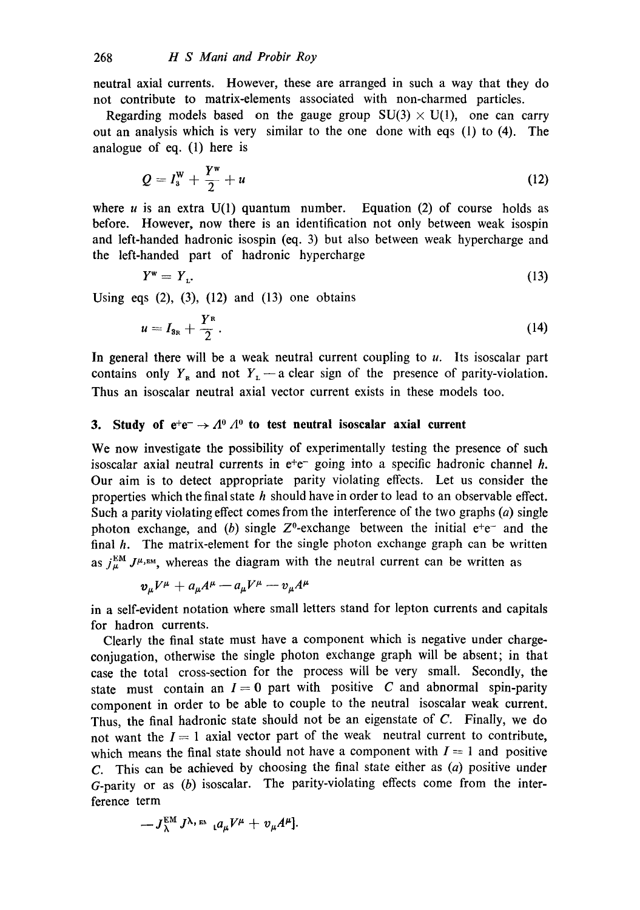neutral axial currents. However, these are arranged in such a way that they do not contribute to matrix-elements associated with non-charmed particles.

Regarding models based on the gauge group SU(3) $\times$ U(1), one can carry out an analysis which is very similar to the one done with eqs (1) to (4). The analogue of eq. (1) here is

$$Q = I_3^{\mathrm{W}} + \frac{Y^{\mathrm{W}}}{2} + u \tag{12}$$

where $u$ is an extra U(1) quantum number. Equation (2) of course holds as before. However, now there is an identification not only between weak isospin and left-handed hadronic isospin (eq. 3) but also between weak hypercharge and the left-handed part of hadronic hypercharge

$$Y^{\mathrm{W}} = Y_{\mathrm{L}}. \tag{13}$$

Using eqs (2), (3), (12) and (13) one obtains

$$u = I_{3\mathrm{R}} + \frac{Y_{\mathrm{R}}}{2}. \tag{14}$$

In general there will be a weak neutral current coupling to $u$. Its isoscalar part contains only $Y_{\mathrm{R}}$ and not $Y_{\mathrm{L}}$ — a clear sign of the presence of parity-violation. Thus an isoscalar neutral axial vector current exists in these models too.

## 3. Study of $e^+e^- \to \Lambda^0 \Lambda^0$ to test neutral isoscalar axial current

We now investigate the possibility of experimentally testing the presence of such isoscalar axial neutral currents in $e^+e^-$ going into a specific hadronic channel $h$. Our aim is to detect appropriate parity violating effects. Let us consider the properties which the final state $h$ should have in order to lead to an observable effect. Such a parity violating effect comes from the interference of the two graphs (*a*) single photon exchange, and (*b*) single $Z^0$-exchange between the initial $e^+e^-$ and the final $h$. The matrix-element for the single photon exchange graph can be written as $j_\mu^{\mathrm{EM}} J^{\mu,\mathrm{EM}}$, whereas the diagram with the neutral current can be written as

$$v_\mu V^\mu + a_\mu A^\mu - a_\mu V^\mu - v_\mu A^\mu$$

in a self-evident notation where small letters stand for lepton currents and capitals for hadron currents.

Clearly the final state must have a component which is negative under charge-conjugation, otherwise the single photon exchange graph will be absent; in that case the total cross-section for the process will be very small. Secondly, the state must contain an $I = 0$ part with positive $C$ and abnormal spin-parity component in order to be able to couple to the neutral isoscalar weak current. Thus, the final hadronic state should not be an eigenstate of $C$. Finally, we do not want the $I = 1$ axial vector part of the weak neutral current to contribute, which means the final state should not have a component with $I = 1$ and positive $C$. This can be achieved by choosing the final state either as (*a*) positive under $G$-parity or as (*b*) isoscalar. The parity-violating effects come from the interference term

$$-J_\lambda^{\mathrm{EM}} J^{\lambda,\mathrm{EM}} [a_\mu V^\mu + v_\mu A^\mu].$$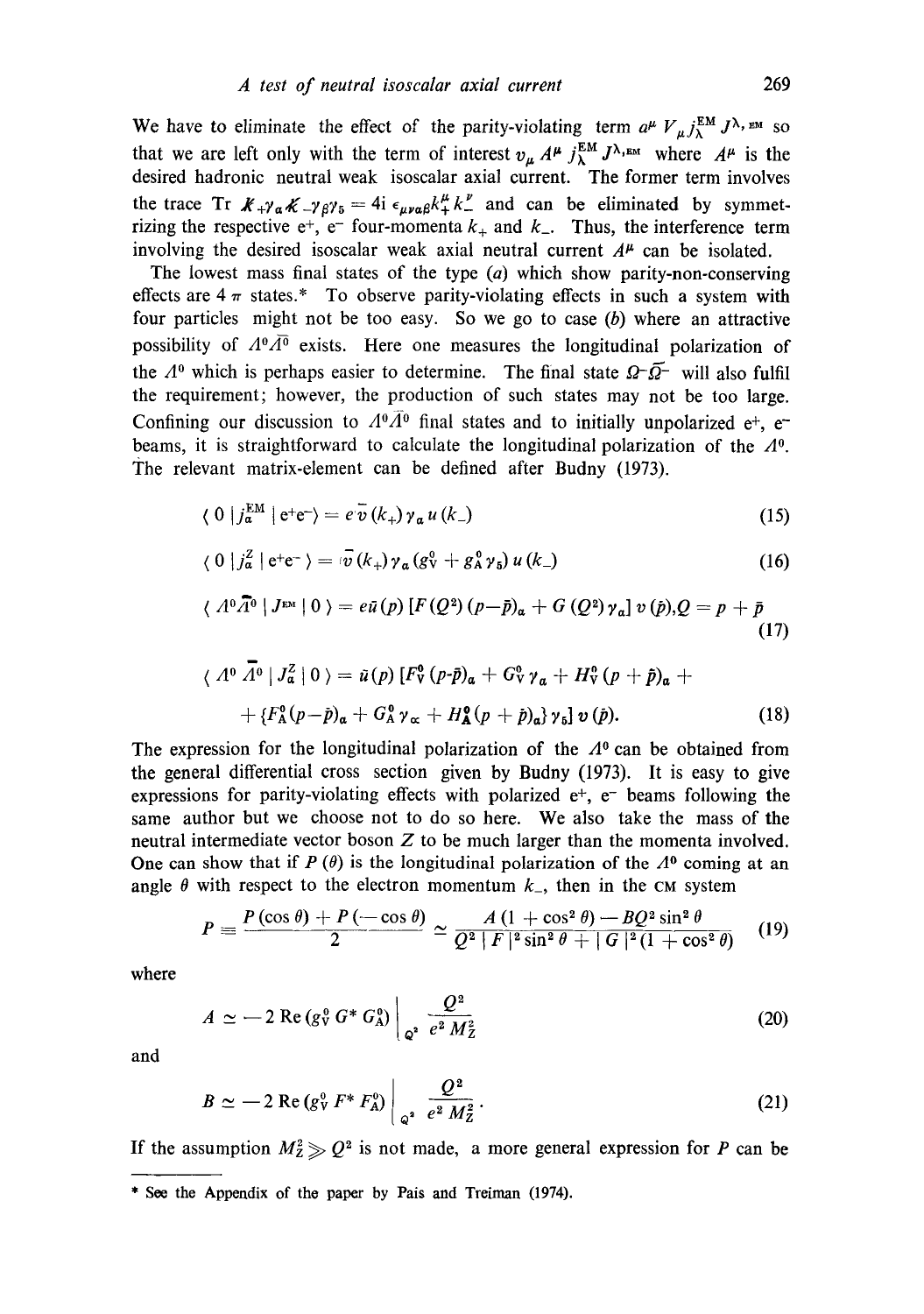We have to eliminate the effect of the parity-violating term $a^\mu V_\mu j_\lambda^{\mathrm{EM}} J^{\lambda,\mathrm{EM}}$ so that we are left only with the term of interest $v_\mu A^\mu j_\lambda^{\mathrm{EM}} J^{\lambda,\mathrm{EM}}$ where $A^\mu$ is the desired hadronic neutral weak isoscalar axial current. The former term involves the trace $\mathrm{Tr}\, \not{k}_+ \gamma_\alpha \not{k}_- \gamma_\beta \gamma_5 = 4i\, \epsilon_{\mu\nu\alpha\beta} k_+^\mu k_-^\nu$ and can be eliminated by symmetrizing the respective e⁺, e⁻ four-momenta $k_+$ and $k_-$. Thus, the interference term involving the desired isoscalar weak axial neutral current $A^\mu$ can be isolated.

The lowest mass final states of the type (*a*) which show parity-non-conserving effects are 4 $\pi$ states.* To observe parity-violating effects in such a system with four particles might not be too easy. So we go to case (*b*) where an attractive possibility of $\Lambda^0\bar{\Lambda}^0$ exists. Here one measures the longitudinal polarization of the $\Lambda^0$ which is perhaps easier to determine. The final state $\Omega^-\bar{\Omega}^-$ will also fulfil the requirement; however, the production of such states may not be too large. Confining our discussion to $\Lambda^0\bar{\Lambda}^0$ final states and to initially unpolarized e⁺, e⁻ beams, it is straightforward to calculate the longitudinal polarization of the $\Lambda^0$. The relevant matrix-element can be defined after Budny (1973).

$$\langle 0 \mid j_\alpha^{\mathrm{EM}} \mid \mathrm{e}^+\mathrm{e}^- \rangle = e\, \bar{v}(k_+)\gamma_\alpha u(k_-) \tag{15}$$

$$\langle 0 \mid j_\alpha^{Z} \mid \mathrm{e}^+\mathrm{e}^- \rangle = \bar{v}(k_+)\gamma_\alpha (g_V^0 + g_A^0 \gamma_5)\, u(k_-) \tag{16}$$

$$\langle \Lambda^0\bar{\Lambda}^0 \mid J^{\mathrm{EM}} \mid 0 \rangle = e\bar{u}(p)\,[F(Q^2)(p-\bar{p})_\alpha + G(Q^2)\gamma_\alpha]\, v(\bar{p}), Q = p + \bar{p} \tag{17}$$

$$\langle \Lambda^0\bar{\Lambda}^0 \mid J_\alpha^{Z} \mid 0 \rangle = \bar{u}(p)\,[F_V^0(p-\bar{p})_\alpha + G_V^0\gamma_\alpha + H_V^0(p+\bar{p})_\alpha + \{F_A^0(p-\bar{p})_\alpha + G_A^0\gamma_\alpha + H_A^0(p+\bar{p})_\alpha\}\gamma_5]\, v(\bar{p}). \tag{18}$$

The expression for the longitudinal polarization of the $\Lambda^0$ can be obtained from the general differential cross section given by Budny (1973). It is easy to give expressions for parity-violating effects with polarized e⁺, e⁻ beams following the same author but we choose not to do so here. We also take the mass of the neutral intermediate vector boson $Z$ to be much larger than the momenta involved. One can show that if $P(\theta)$ is the longitudinal polarization of the $\Lambda^0$ coming at an angle $\theta$ with respect to the electron momentum $k_-$, then in the CM system

$$P \equiv \frac{P(\cos\theta) + P(-\cos\theta)}{2} \simeq \frac{A(1+\cos^2\theta) - BQ^2\sin^2\theta}{Q^2\,|F|^2\sin^2\theta + |G|^2(1+\cos^2\theta)} \tag{19}$$

where

$$A \simeq -2\,\mathrm{Re}\,(g_V^0\, G^*\, G_A^0)\Big|_{Q^2} \frac{Q^2}{e^2 M_Z^2} \tag{20}$$

and

$$B \simeq -2\,\mathrm{Re}\,(g_V^0\, F^*\, F_A^0)\Big|_{Q^2} \frac{Q^2}{e^2 M_Z^2}. \tag{21}$$

If the assumption $M_Z^2 \gg Q^2$ is not made, a more general expression for $P$ can be

---

\* See the Appendix of the paper by Pais and Treiman (1974).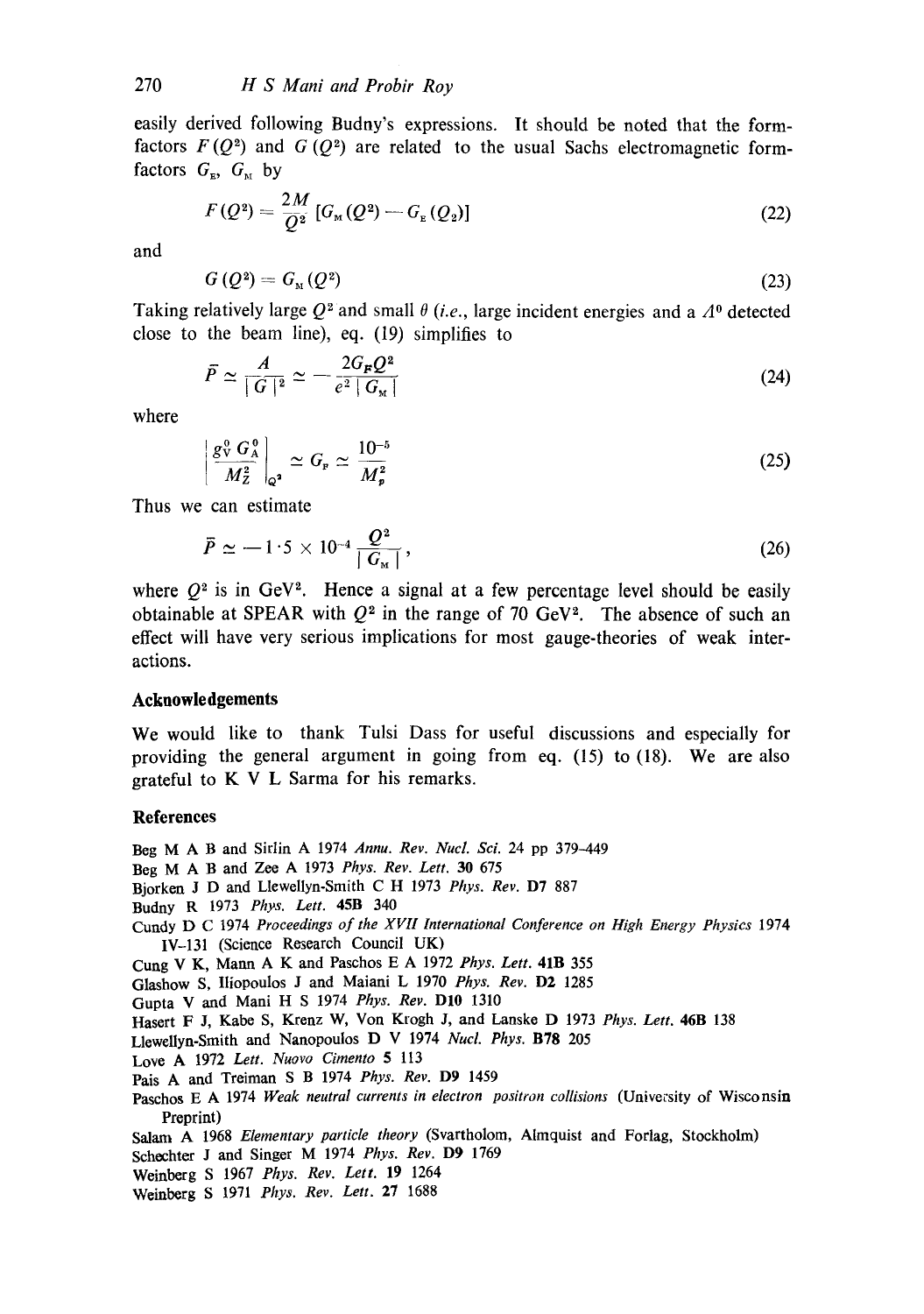easily derived following Budny's expressions. It should be noted that the form-factors $F(Q^2)$ and $G(Q^2)$ are related to the usual Sachs electromagnetic form-factors $G_E$, $G_M$ by

$$F(Q^2) = \frac{2M}{Q^2}\left[G_M(Q^2) - G_E(Q_2)\right] \tag{22}$$

and

$$G(Q^2) = G_M(Q^2) \tag{23}$$

Taking relatively large $Q^2$ and small $\theta$ (*i.e.*, large incident energies and a $\Lambda^0$ detected close to the beam line), eq. (19) simplifies to

$$\bar{P} \simeq \frac{A}{|G|^2} \simeq -\frac{2G_F Q^2}{e^2 |G_M|} \tag{24}$$

where

$$\left|\frac{g_V^0 G_A^0}{M_Z^2}\right|_{Q^2} \simeq G_F \simeq \frac{10^{-5}}{M_p^2} \tag{25}$$

Thus we can estimate

$$\bar{P} \simeq -1\cdot 5 \times 10^{-4} \frac{Q^2}{|G_M|}, \tag{26}$$

where $Q^2$ is in $\mathrm{GeV}^2$. Hence a signal at a few percentage level should be easily obtainable at SPEAR with $Q^2$ in the range of 70 $\mathrm{GeV}^2$. The absence of such an effect will have very serious implications for most gauge-theories of weak interactions.

## Acknowledgements

We would like to thank Tulsi Dass for useful discussions and especially for providing the general argument in going from eq. (15) to (18). We are also grateful to K V L Sarma for his remarks.

## References

Beg M A B and Sirlin A 1974 *Annu. Rev. Nucl. Sci.* 24 pp 379–449

Beg M A B and Zee A 1973 *Phys. Rev. Lett.* **30** 675

Bjorken J D and Llewellyn-Smith C H 1973 *Phys. Rev.* **D7** 887

Budny R 1973 *Phys. Lett.* **45B** 340

Cundy D C 1974 *Proceedings of the XVII International Conference on High Energy Physics* 1974 IV–131 (Science Research Council UK)

Cung V K, Mann A K and Paschos E A 1972 *Phys. Lett.* **41B** 355

Glashow S, Iliopoulos J and Maiani L 1970 *Phys. Rev.* **D2** 1285

Gupta V and Mani H S 1974 *Phys. Rev.* **D10** 1310

Hasert F J, Kabe S, Krenz W, Von Krogh J, and Lanske D 1973 *Phys. Lett.* **46B** 138

Llewellyn-Smith and Nanopoulos D V 1974 *Nucl. Phys.* **B78** 205

Love A 1972 *Lett. Nuovo Cimento* **5** 113

Pais A and Treiman S B 1974 *Phys. Rev.* **D9** 1459

Paschos E A 1974 *Weak neutral currents in electron positron collisions* (University of Wisconsin Preprint)

Salam A 1968 *Elementary particle theory* (Svartholom, Almquist and Forlag, Stockholm)

Schechter J and Singer M 1974 *Phys. Rev.* **D9** 1769

Weinberg S 1967 *Phys. Rev. Lett.* **19** 1264

Weinberg S 1971 *Phys. Rev. Lett.* **27** 1688